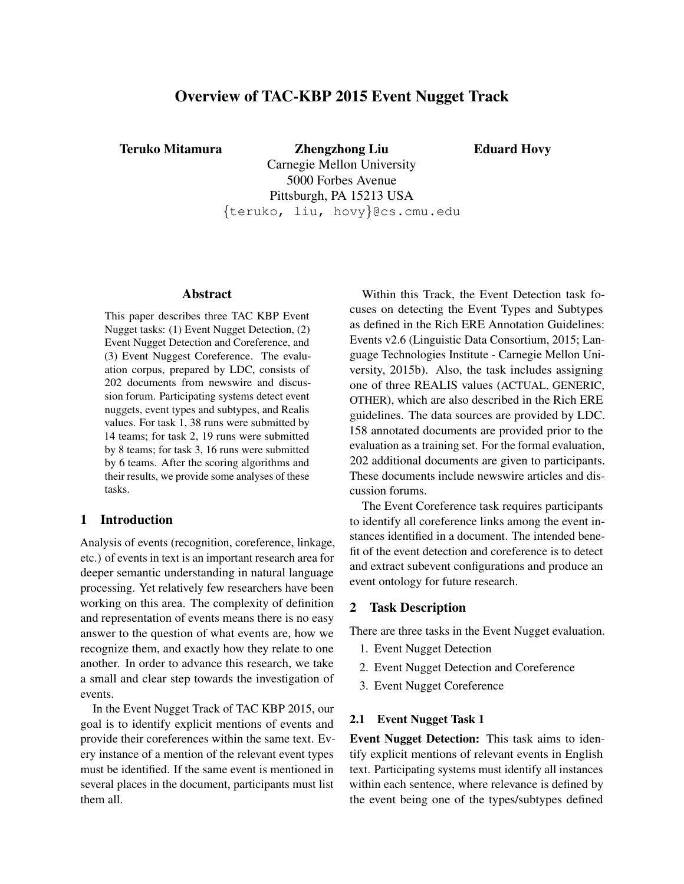# Overview of TAC-KBP 2015 Event Nugget Track

**Teruko Mitamura** **Zhengzhong Liu** **Eduard Hovy**

Carnegie Mellon University
5000 Forbes Avenue
Pittsburgh, PA 15213 USA
{teruko, liu, hovy}@cs.cmu.edu

## Abstract

This paper describes three TAC KBP Event Nugget tasks: (1) Event Nugget Detection, (2) Event Nugget Detection and Coreference, and (3) Event Nuggest Coreference. The evaluation corpus, prepared by LDC, consists of 202 documents from newswire and discussion forum. Participating systems detect event nuggets, event types and subtypes, and Realis values. For task 1, 38 runs were submitted by 14 teams; for task 2, 19 runs were submitted by 8 teams; for task 3, 16 runs were submitted by 6 teams. After the scoring algorithms and their results, we provide some analyses of these tasks.

## 1 Introduction

Analysis of events (recognition, coreference, linkage, etc.) of events in text is an important research area for deeper semantic understanding in natural language processing. Yet relatively few researchers have been working on this area. The complexity of definition and representation of events means there is no easy answer to the question of what events are, how we recognize them, and exactly how they relate to one another. In order to advance this research, we take a small and clear step towards the investigation of events.

In the Event Nugget Track of TAC KBP 2015, our goal is to identify explicit mentions of events and provide their coreferences within the same text. Every instance of a mention of the relevant event types must be identified. If the same event is mentioned in several places in the document, participants must list them all.

Within this Track, the Event Detection task focuses on detecting the Event Types and Subtypes as defined in the Rich ERE Annotation Guidelines: Events v2.6 (Linguistic Data Consortium, 2015; Language Technologies Institute - Carnegie Mellon University, 2015b). Also, the task includes assigning one of three REALIS values (ACTUAL, GENERIC, OTHER), which are also described in the Rich ERE guidelines. The data sources are provided by LDC. 158 annotated documents are provided prior to the evaluation as a training set. For the formal evaluation, 202 additional documents are given to participants. These documents include newswire articles and discussion forums.

The Event Coreference task requires participants to identify all coreference links among the event instances identified in a document. The intended benefit of the event detection and coreference is to detect and extract subevent configurations and produce an event ontology for future research.

## 2 Task Description

There are three tasks in the Event Nugget evaluation.

1. Event Nugget Detection
2. Event Nugget Detection and Coreference
3. Event Nugget Coreference

### 2.1 Event Nugget Task 1

**Event Nugget Detection:** This task aims to identify explicit mentions of relevant events in English text. Participating systems must identify all instances within each sentence, where relevance is defined by the event being one of the types/subtypes defined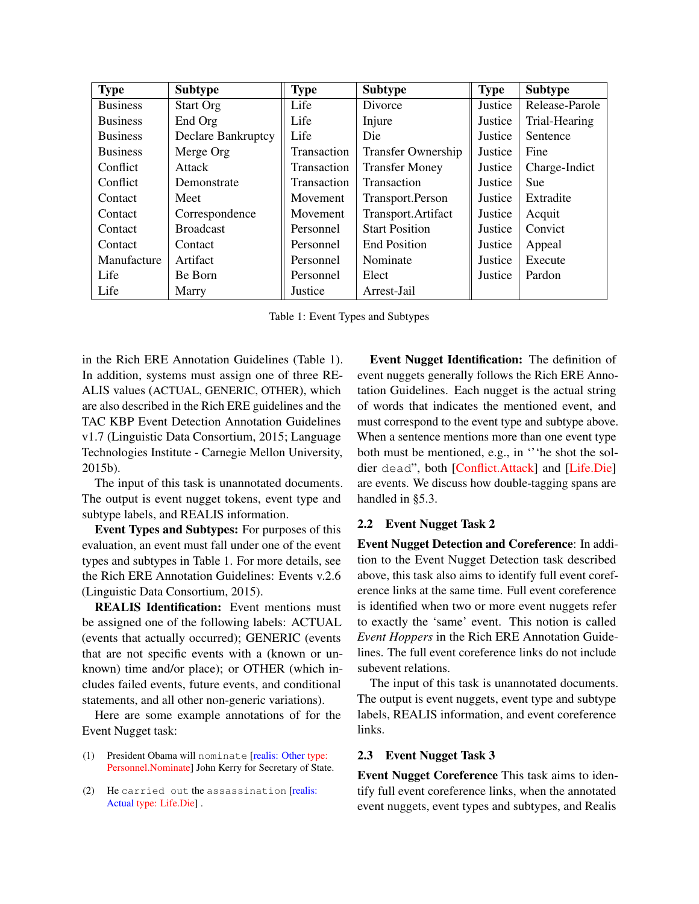| Type | Subtype | Type | Subtype | Type | Subtype |
|---|---|---|---|---|---|
| Business | Start Org | Life | Divorce | Justice | Release-Parole |
| Business | End Org | Life | Injure | Justice | Trial-Hearing |
| Business | Declare Bankruptcy | Life | Die | Justice | Sentence |
| Business | Merge Org | Transaction | Transfer Ownership | Justice | Fine |
| Conflict | Attack | Transaction | Transfer Money | Justice | Charge-Indict |
| Conflict | Demonstrate | Transaction | Transaction | Justice | Sue |
| Contact | Meet | Movement | Transport.Person | Justice | Extradite |
| Contact | Correspondence | Movement | Transport.Artifact | Justice | Acquit |
| Contact | Broadcast | Personnel | Start Position | Justice | Convict |
| Contact | Contact | Personnel | End Position | Justice | Appeal |
| Manufacture | Artifact | Personnel | Nominate | Justice | Execute |
| Life | Be Born | Personnel | Elect | Justice | Pardon |
| Life | Marry | Justice | Arrest-Jail | | |

Table 1: Event Types and Subtypes

in the Rich ERE Annotation Guidelines (Table 1). In addition, systems must assign one of three REALIS values (ACTUAL, GENERIC, OTHER), which are also described in the Rich ERE guidelines and the TAC KBP Event Detection Annotation Guidelines v1.7 (Linguistic Data Consortium, 2015; Language Technologies Institute - Carnegie Mellon University, 2015b).

The input of this task is unannotated documents. The output is event nugget tokens, event type and subtype labels, and REALIS information.

**Event Types and Subtypes:** For purposes of this evaluation, an event must fall under one of the event types and subtypes in Table 1. For more details, see the Rich ERE Annotation Guidelines: Events v.2.6 (Linguistic Data Consortium, 2015).

**REALIS Identification:** Event mentions must be assigned one of the following labels: ACTUAL (events that actually occurred); GENERIC (events that are not specific events with a (known or unknown) time and/or place); or OTHER (which includes failed events, future events, and conditional statements, and all other non-generic variations).

Here are some example annotations of for the Event Nugget task:

(1) President Obama will `nominate` [realis: Other type: Personnel.Nominate] John Kerry for Secretary of State.

(2) He `carried out` the `assassination` [realis: Actual type: Life.Die] .

**Event Nugget Identification:** The definition of event nuggets generally follows the Rich ERE Annotation Guidelines. Each nugget is the actual string of words that indicates the mentioned event, and must correspond to the event type and subtype above. When a sentence mentions more than one event type both must be mentioned, e.g., in "'he shot the soldier `dead`", both [Conflict.Attack] and [Life.Die] are events. We discuss how double-tagging spans are handled in §5.3.

## 2.2 Event Nugget Task 2

**Event Nugget Detection and Coreference**: In addition to the Event Nugget Detection task described above, this task also aims to identify full event coreference links at the same time. Full event coreference is identified when two or more event nuggets refer to exactly the 'same' event. This notion is called *Event Hoppers* in the Rich ERE Annotation Guidelines. The full event coreference links do not include subevent relations.

The input of this task is unannotated documents. The output is event nuggets, event type and subtype labels, REALIS information, and event coreference links.

## 2.3 Event Nugget Task 3

**Event Nugget Coreference** This task aims to identify full event coreference links, when the annotated event nuggets, event types and subtypes, and Realis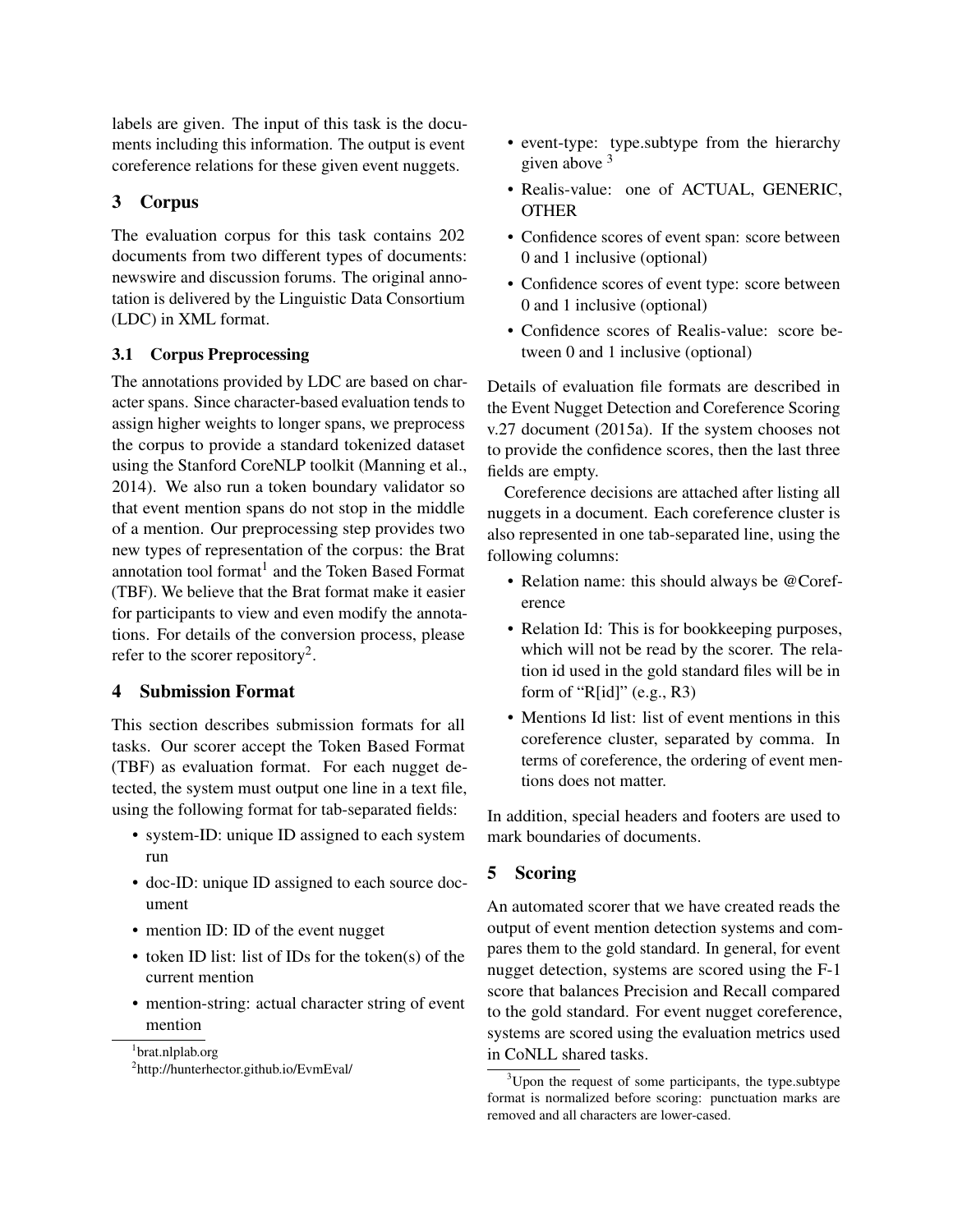labels are given. The input of this task is the documents including this information. The output is event coreference relations for these given event nuggets.

## 3 Corpus

The evaluation corpus for this task contains 202 documents from two different types of documents: newswire and discussion forums. The original annotation is delivered by the Linguistic Data Consortium (LDC) in XML format.

### 3.1 Corpus Preprocessing

The annotations provided by LDC are based on character spans. Since character-based evaluation tends to assign higher weights to longer spans, we preprocess the corpus to provide a standard tokenized dataset using the Stanford CoreNLP toolkit (Manning et al., 2014). We also run a token boundary validator so that event mention spans do not stop in the middle of a mention. Our preprocessing step provides two new types of representation of the corpus: the Brat annotation tool format[1] and the Token Based Format (TBF). We believe that the Brat format make it easier for participants to view and even modify the annotations. For details of the conversion process, please refer to the scorer repository[2].

## 4 Submission Format

This section describes submission formats for all tasks. Our scorer accept the Token Based Format (TBF) as evaluation format. For each nugget detected, the system must output one line in a text file, using the following format for tab-separated fields:

- system-ID: unique ID assigned to each system run
- doc-ID: unique ID assigned to each source document
- mention ID: ID of the event nugget
- token ID list: list of IDs for the token(s) of the current mention
- mention-string: actual character string of event mention
- event-type: type.subtype from the hierarchy given above [3]
- Realis-value: one of ACTUAL, GENERIC, OTHER
- Confidence scores of event span: score between 0 and 1 inclusive (optional)
- Confidence scores of event type: score between 0 and 1 inclusive (optional)
- Confidence scores of Realis-value: score between 0 and 1 inclusive (optional)

Details of evaluation file formats are described in the Event Nugget Detection and Coreference Scoring v.27 document (2015a). If the system chooses not to provide the confidence scores, then the last three fields are empty.

Coreference decisions are attached after listing all nuggets in a document. Each coreference cluster is also represented in one tab-separated line, using the following columns:

- Relation name: this should always be @Coreference
- Relation Id: This is for bookkeeping purposes, which will not be read by the scorer. The relation id used in the gold standard files will be in form of "R[id]" (e.g., R3)
- Mentions Id list: list of event mentions in this coreference cluster, separated by comma. In terms of coreference, the ordering of event mentions does not matter.

In addition, special headers and footers are used to mark boundaries of documents.

## 5 Scoring

An automated scorer that we have created reads the output of event mention detection systems and compares them to the gold standard. In general, for event nugget detection, systems are scored using the F-1 score that balances Precision and Recall compared to the gold standard. For event nugget coreference, systems are scored using the evaluation metrics used in CoNLL shared tasks.

---

[1] brat.nlplab.org

[2] http://hunterhector.github.io/EvmEval/

[3] Upon the request of some participants, the type.subtype format is normalized before scoring: punctuation marks are removed and all characters are lower-cased.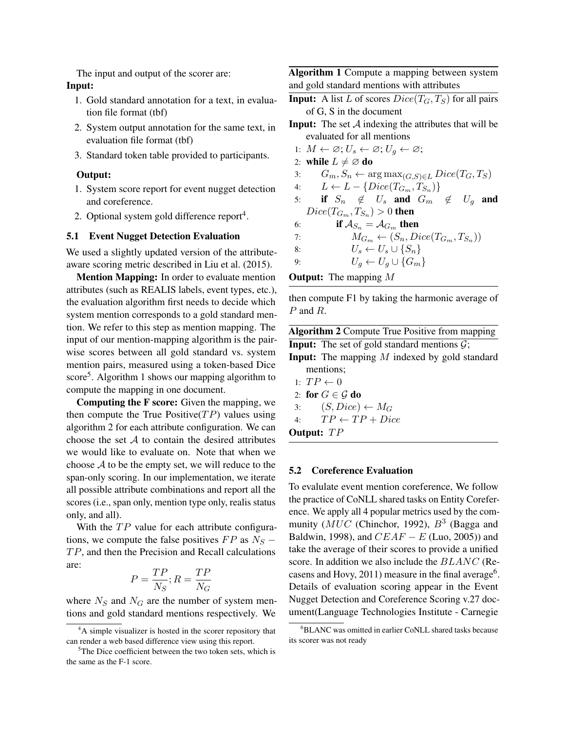The input and output of the scorer are:

**Input:**

1. Gold standard annotation for a text, in evaluation file format (tbf)
2. System output annotation for the same text, in evaluation file format (tbf)
3. Standard token table provided to participants.

**Output:**

1. System score report for event nugget detection and coreference.
2. Optional system gold difference report[4].

### 5.1 Event Nugget Detection Evaluation

We used a slightly updated version of the attribute-aware scoring metric described in Liu et al. (2015).

**Mention Mapping:** In order to evaluate mention attributes (such as REALIS labels, event types, etc.), the evaluation algorithm first needs to decide which system mention corresponds to a gold standard mention. We refer to this step as mention mapping. The input of our mention-mapping algorithm is the pairwise scores between all gold standard vs. system mention pairs, measured using a token-based Dice score[5]. Algorithm 1 shows our mapping algorithm to compute the mapping in one document.

**Computing the F score:** Given the mapping, we then compute the True Positive($TP$) values using algorithm 2 for each attribute configuration. We can choose the set $\mathcal{A}$ to contain the desired attributes we would like to evaluate on. Note that when we choose $\mathcal{A}$ to be the empty set, we will reduce to the span-only scoring. In our implementation, we iterate all possible attribute combinations and report all the scores (i.e., span only, mention type only, realis status only, and all).

With the $TP$ value for each attribute configurations, we compute the false positives $FP$ as $N_S - TP$, and then the Precision and Recall calculations are:

$$P = \frac{TP}{N_S}; R = \frac{TP}{N_G}$$

where $N_S$ and $N_G$ are the number of system mentions and gold standard mentions respectively. We then compute F1 by taking the harmonic average of $P$ and $R$.

**Algorithm 1** Compute a mapping between system and gold standard mentions with attributes

**Input:** A list $L$ of scores $Dice(T_G, T_S)$ for all pairs of G, S in the document
**Input:** The set $\mathcal{A}$ indexing the attributes that will be evaluated for all mentions

```
1: M ← ∅; U_s ← ∅; U_g ← ∅;
2: while L ≠ ∅ do
3:     G_m, S_n ← argmax_{(G,S)∈L} Dice(T_G, T_S)
4:     L ← L − {Dice(T_{G_m}, T_{S_n})}
5:     if S_n ∉ U_s and G_m ∉ U_g and Dice(T_{G_m}, T_{S_n}) > 0 then
6:         if A_{S_n} = A_{G_m} then
7:             M_{G_m} ← (S_n, Dice(T_{G_m}, T_{S_n}))
8:             U_s ← U_s ∪ {S_n}
9:             U_g ← U_g ∪ {G_m}
```

**Output:** The mapping $M$

**Algorithm 2** Compute True Positive from mapping

**Input:** The set of gold standard mentions $\mathcal{G}$;
**Input:** The mapping $M$ indexed by gold standard mentions;

```
1: TP ← 0
2: for G ∈ 𝒢 do
3:     (S, Dice) ← M_G
4:     TP ← TP + Dice
```

**Output:** $TP$

### 5.2 Coreference Evaluation

To evalulate event mention coreference, We follow the practice of CoNLL shared tasks on Entity Coreference. We apply all 4 popular metrics used by the community ($MUC$ (Chinchor, 1992), $B^3$ (Bagga and Baldwin, 1998), and $CEAF-E$ (Luo, 2005)) and take the average of their scores to provide a unified score. In addition we also include the $BLANC$ (Recasens and Hovy, 2011) measure in the final average[6]. Details of evaluation scoring appear in the Event Nugget Detection and Coreference Scoring v.27 document(Language Technologies Institute - Carnegie

[4] A simple visualizer is hosted in the scorer repository that can render a web based difference view using this report.

[5] The Dice coefficient between the two token sets, which is the same as the F-1 score.

[6] BLANC was omitted in earlier CoNLL shared tasks because its scorer was not ready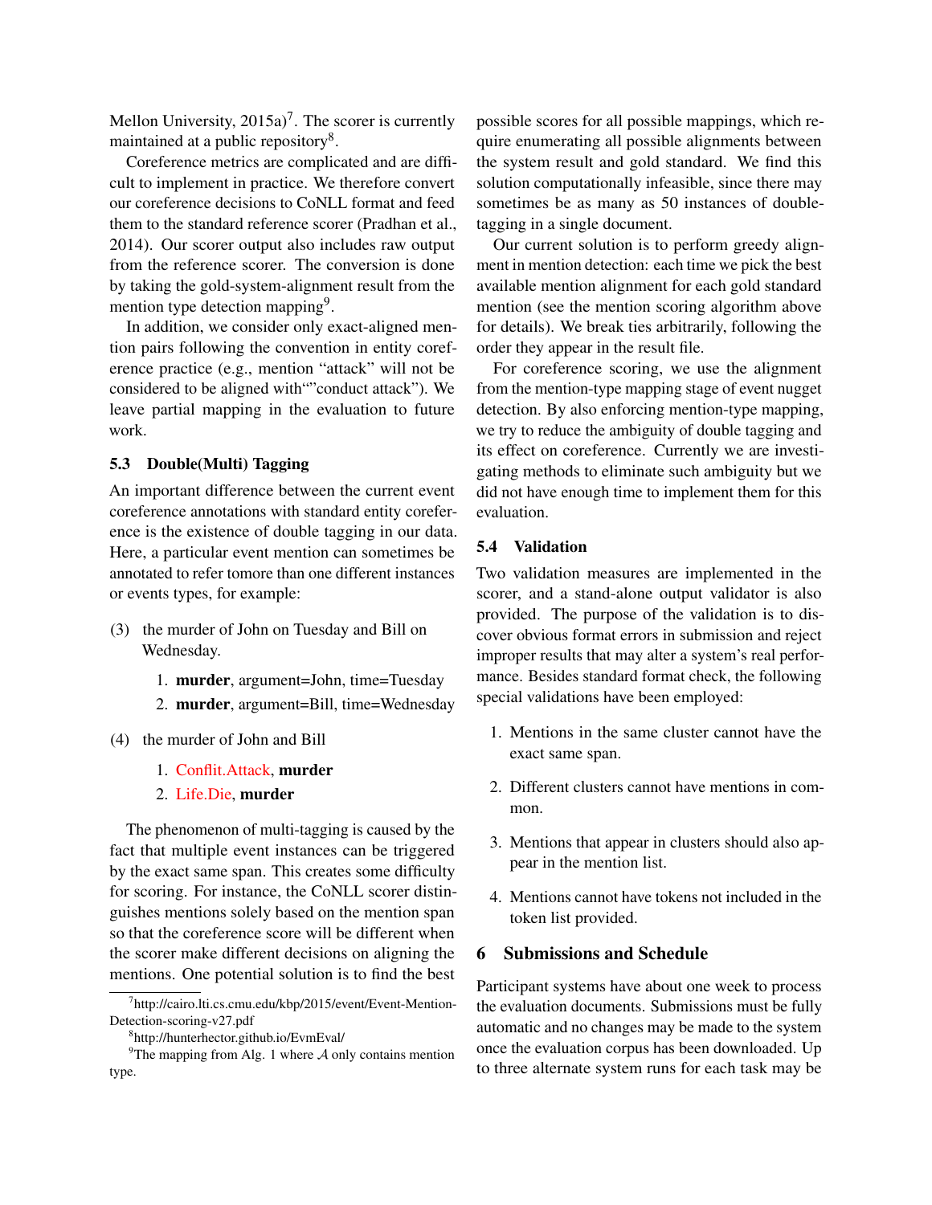Mellon University, 2015a)[7]. The scorer is currently maintained at a public repository[8].

Coreference metrics are complicated and are difficult to implement in practice. We therefore convert our coreference decisions to CoNLL format and feed them to the standard reference scorer (Pradhan et al., 2014). Our scorer output also includes raw output from the reference scorer. The conversion is done by taking the gold-system-alignment result from the mention type detection mapping[9].

In addition, we consider only exact-aligned mention pairs following the convention in entity coreference practice (e.g., mention "attack" will not be considered to be aligned with""conduct attack"). We leave partial mapping in the evaluation to future work.

### 5.3 Double(Multi) Tagging

An important difference between the current event coreference annotations with standard entity coreference is the existence of double tagging in our data. Here, a particular event mention can sometimes be annotated to refer tomore than one different instances or events types, for example:

(3) the murder of John on Tuesday and Bill on Wednesday.

1. **murder**, argument=John, time=Tuesday
2. **murder**, argument=Bill, time=Wednesday

(4) the murder of John and Bill

1. Conflit.Attack, **murder**
2. Life.Die, **murder**

The phenomenon of multi-tagging is caused by the fact that multiple event instances can be triggered by the exact same span. This creates some difficulty for scoring. For instance, the CoNLL scorer distinguishes mentions solely based on the mention span so that the coreference score will be different when the scorer make different decisions on aligning the mentions. One potential solution is to find the best possible scores for all possible mappings, which require enumerating all possible alignments between the system result and gold standard. We find this solution computationally infeasible, since there may sometimes be as many as 50 instances of double-tagging in a single document.

Our current solution is to perform greedy alignment in mention detection: each time we pick the best available mention alignment for each gold standard mention (see the mention scoring algorithm above for details). We break ties arbitrarily, following the order they appear in the result file.

For coreference scoring, we use the alignment from the mention-type mapping stage of event nugget detection. By also enforcing mention-type mapping, we try to reduce the ambiguity of double tagging and its effect on coreference. Currently we are investigating methods to eliminate such ambiguity but we did not have enough time to implement them for this evaluation.

### 5.4 Validation

Two validation measures are implemented in the scorer, and a stand-alone output validator is also provided. The purpose of the validation is to discover obvious format errors in submission and reject improper results that may alter a system's real performance. Besides standard format check, the following special validations have been employed:

1. Mentions in the same cluster cannot have the exact same span.
2. Different clusters cannot have mentions in common.
3. Mentions that appear in clusters should also appear in the mention list.
4. Mentions cannot have tokens not included in the token list provided.

## 6 Submissions and Schedule

Participant systems have about one week to process the evaluation documents. Submissions must be fully automatic and no changes may be made to the system once the evaluation corpus has been downloaded. Up to three alternate system runs for each task may be

---

[7] http://cairo.lti.cs.cmu.edu/kbp/2015/event/Event-Mention-Detection-scoring-v27.pdf

[8] http://hunterhector.github.io/EvmEval/

[9] The mapping from Alg. 1 where $\mathcal{A}$ only contains mention type.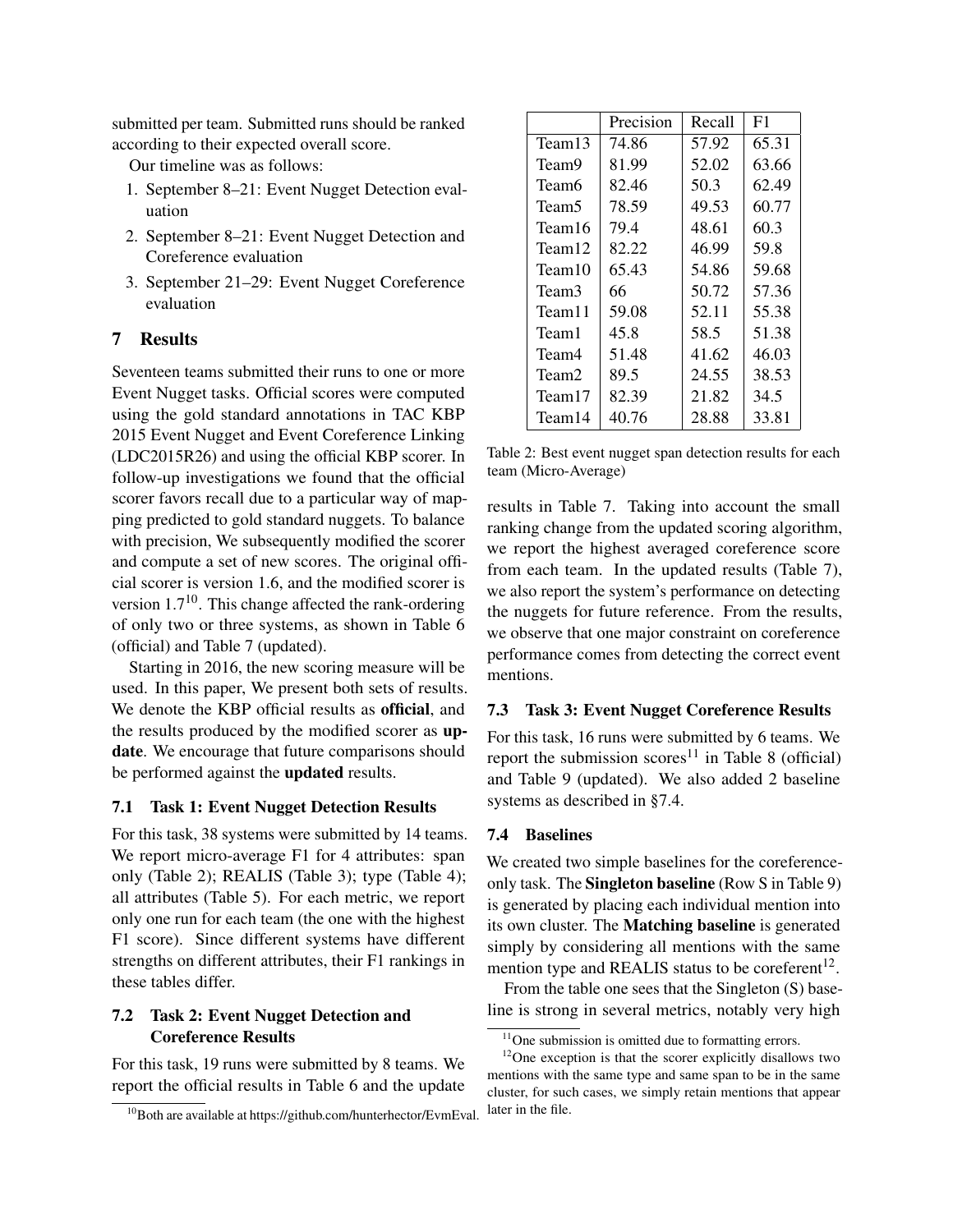submitted per team. Submitted runs should be ranked according to their expected overall score.

Our timeline was as follows:

1. September 8–21: Event Nugget Detection evaluation
2. September 8–21: Event Nugget Detection and Coreference evaluation
3. September 21–29: Event Nugget Coreference evaluation

## 7 Results

Seventeen teams submitted their runs to one or more Event Nugget tasks. Official scores were computed using the gold standard annotations in TAC KBP 2015 Event Nugget and Event Coreference Linking (LDC2015R26) and using the official KBP scorer. In follow-up investigations we found that the official scorer favors recall due to a particular way of mapping predicted to gold standard nuggets. To balance with precision, We subsequently modified the scorer and compute a set of new scores. The original official scorer is version 1.6, and the modified scorer is version 1.7[10]. This change affected the rank-ordering of only two or three systems, as shown in Table 6 (official) and Table 7 (updated).

Starting in 2016, the new scoring measure will be used. In this paper, We present both sets of results. We denote the KBP official results as **official**, and the results produced by the modified scorer as **update**. We encourage that future comparisons should be performed against the **updated** results.

### 7.1 Task 1: Event Nugget Detection Results

For this task, 38 systems were submitted by 14 teams. We report micro-average F1 for 4 attributes: span only (Table 2); REALIS (Table 3); type (Table 4); all attributes (Table 5). For each metric, we report only one run for each team (the one with the highest F1 score). Since different systems have different strengths on different attributes, their F1 rankings in these tables differ.

### 7.2 Task 2: Event Nugget Detection and Coreference Results

For this task, 19 runs were submitted by 8 teams. We report the official results in Table 6 and the update results in Table 7. Taking into account the small ranking change from the updated scoring algorithm, we report the highest averaged coreference score from each team. In the updated results (Table 7), we also report the system's performance on detecting the nuggets for future reference. From the results, we observe that one major constraint on coreference performance comes from detecting the correct event mentions.

| | Precision | Recall | F1 |
|---|---|---|---|
| Team13 | 74.86 | 57.92 | 65.31 |
| Team9 | 81.99 | 52.02 | 63.66 |
| Team6 | 82.46 | 50.3 | 62.49 |
| Team5 | 78.59 | 49.53 | 60.77 |
| Team16 | 79.4 | 48.61 | 60.3 |
| Team12 | 82.22 | 46.99 | 59.8 |
| Team10 | 65.43 | 54.86 | 59.68 |
| Team3 | 66 | 50.72 | 57.36 |
| Team11 | 59.08 | 52.11 | 55.38 |
| Team1 | 45.8 | 58.5 | 51.38 |
| Team4 | 51.48 | 41.62 | 46.03 |
| Team2 | 89.5 | 24.55 | 38.53 |
| Team17 | 82.39 | 21.82 | 34.5 |
| Team14 | 40.76 | 28.88 | 33.81 |

Table 2: Best event nugget span detection results for each team (Micro-Average)

### 7.3 Task 3: Event Nugget Coreference Results

For this task, 16 runs were submitted by 6 teams. We report the submission scores[11] in Table 8 (official) and Table 9 (updated). We also added 2 baseline systems as described in §7.4.

### 7.4 Baselines

We created two simple baselines for the coreference-only task. The **Singleton baseline** (Row S in Table 9) is generated by placing each individual mention into its own cluster. The **Matching baseline** is generated simply by considering all mentions with the same mention type and REALIS status to be coreferent[12].

From the table one sees that the Singleton (S) baseline is strong in several metrics, notably very high

[10] Both are available at https://github.com/hunterhector/EvmEval.

[11] One submission is omitted due to formatting errors.

[12] One exception is that the scorer explicitly disallows two mentions with the same type and same span to be in the same cluster, for such cases, we simply retain mentions that appear later in the file.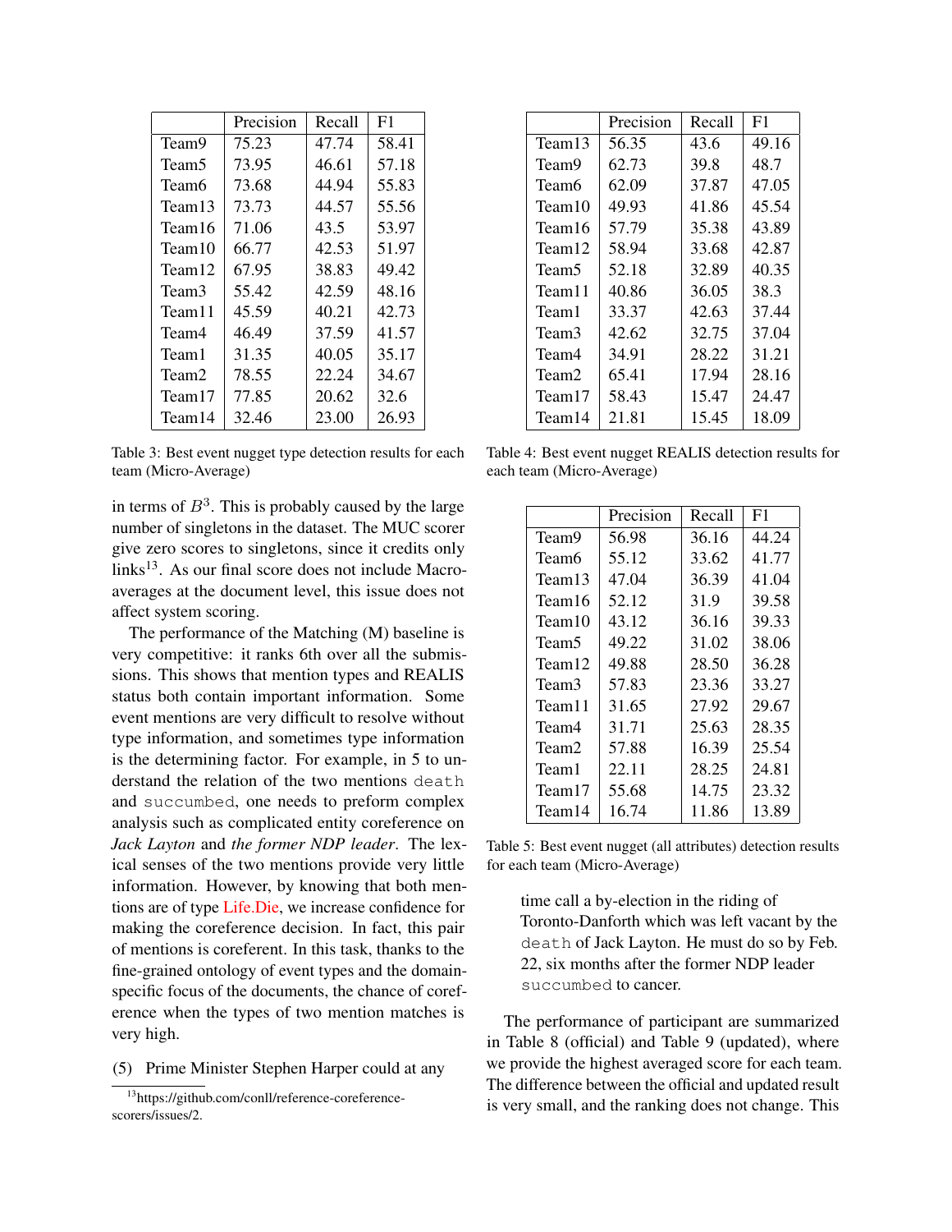| | Precision | Recall | F1 |
|---|---|---|---|
| Team9 | 75.23 | 47.74 | 58.41 |
| Team5 | 73.95 | 46.61 | 57.18 |
| Team6 | 73.68 | 44.94 | 55.83 |
| Team13 | 73.73 | 44.57 | 55.56 |
| Team16 | 71.06 | 43.5 | 53.97 |
| Team10 | 66.77 | 42.53 | 51.97 |
| Team12 | 67.95 | 38.83 | 49.42 |
| Team3 | 55.42 | 42.59 | 48.16 |
| Team11 | 45.59 | 40.21 | 42.73 |
| Team4 | 46.49 | 37.59 | 41.57 |
| Team1 | 31.35 | 40.05 | 35.17 |
| Team2 | 78.55 | 22.24 | 34.67 |
| Team17 | 77.85 | 20.62 | 32.6 |
| Team14 | 32.46 | 23.00 | 26.93 |

Table 3: Best event nugget type detection results for each team (Micro-Average)

in terms of $B^3$. This is probably caused by the large number of singletons in the dataset. The MUC scorer give zero scores to singletons, since it credits only links[13]. As our final score does not include Macro-averages at the document level, this issue does not affect system scoring.

The performance of the Matching (M) baseline is very competitive: it ranks 6th over all the submissions. This shows that mention types and REALIS status both contain important information. Some event mentions are very difficult to resolve without type information, and sometimes type information is the determining factor. For example, in 5 to understand the relation of the two mentions `death` and `succumbed`, one needs to preform complex analysis such as complicated entity coreference on *Jack Layton* and *the former NDP leader*. The lexical senses of the two mentions provide very little information. However, by knowing that both mentions are of type Life.Die, we increase confidence for making the coreference decision. In fact, this pair of mentions is coreferent. In this task, thanks to the fine-grained ontology of event types and the domain-specific focus of the documents, the chance of coreference when the types of two mention matches is very high.

(5) Prime Minister Stephen Harper could at any time call a by-election in the riding of Toronto-Danforth which was left vacant by the `death` of Jack Layton. He must do so by Feb. 22, six months after the former NDP leader `succumbed` to cancer.

[13] https://github.com/conll/reference-coreference-scorers/issues/2.

| | Precision | Recall | F1 |
|---|---|---|---|
| Team13 | 56.35 | 43.6 | 49.16 |
| Team9 | 62.73 | 39.8 | 48.7 |
| Team6 | 62.09 | 37.87 | 47.05 |
| Team10 | 49.93 | 41.86 | 45.54 |
| Team16 | 57.79 | 35.38 | 43.89 |
| Team12 | 58.94 | 33.68 | 42.87 |
| Team5 | 52.18 | 32.89 | 40.35 |
| Team11 | 40.86 | 36.05 | 38.3 |
| Team1 | 33.37 | 42.63 | 37.44 |
| Team3 | 42.62 | 32.75 | 37.04 |
| Team4 | 34.91 | 28.22 | 31.21 |
| Team2 | 65.41 | 17.94 | 28.16 |
| Team17 | 58.43 | 15.47 | 24.47 |
| Team14 | 21.81 | 15.45 | 18.09 |

Table 4: Best event nugget REALIS detection results for each team (Micro-Average)

| | Precision | Recall | F1 |
|---|---|---|---|
| Team9 | 56.98 | 36.16 | 44.24 |
| Team6 | 55.12 | 33.62 | 41.77 |
| Team13 | 47.04 | 36.39 | 41.04 |
| Team16 | 52.12 | 31.9 | 39.58 |
| Team10 | 43.12 | 36.16 | 39.33 |
| Team5 | 49.22 | 31.02 | 38.06 |
| Team12 | 49.88 | 28.50 | 36.28 |
| Team3 | 57.83 | 23.36 | 33.27 |
| Team11 | 31.65 | 27.92 | 29.67 |
| Team4 | 31.71 | 25.63 | 28.35 |
| Team2 | 57.88 | 16.39 | 25.54 |
| Team1 | 22.11 | 28.25 | 24.81 |
| Team17 | 55.68 | 14.75 | 23.32 |
| Team14 | 16.74 | 11.86 | 13.89 |

Table 5: Best event nugget (all attributes) detection results for each team (Micro-Average)

The performance of participant are summarized in Table 8 (official) and Table 9 (updated), where we provide the highest averaged score for each team. The difference between the official and updated result is very small, and the ranking does not change. This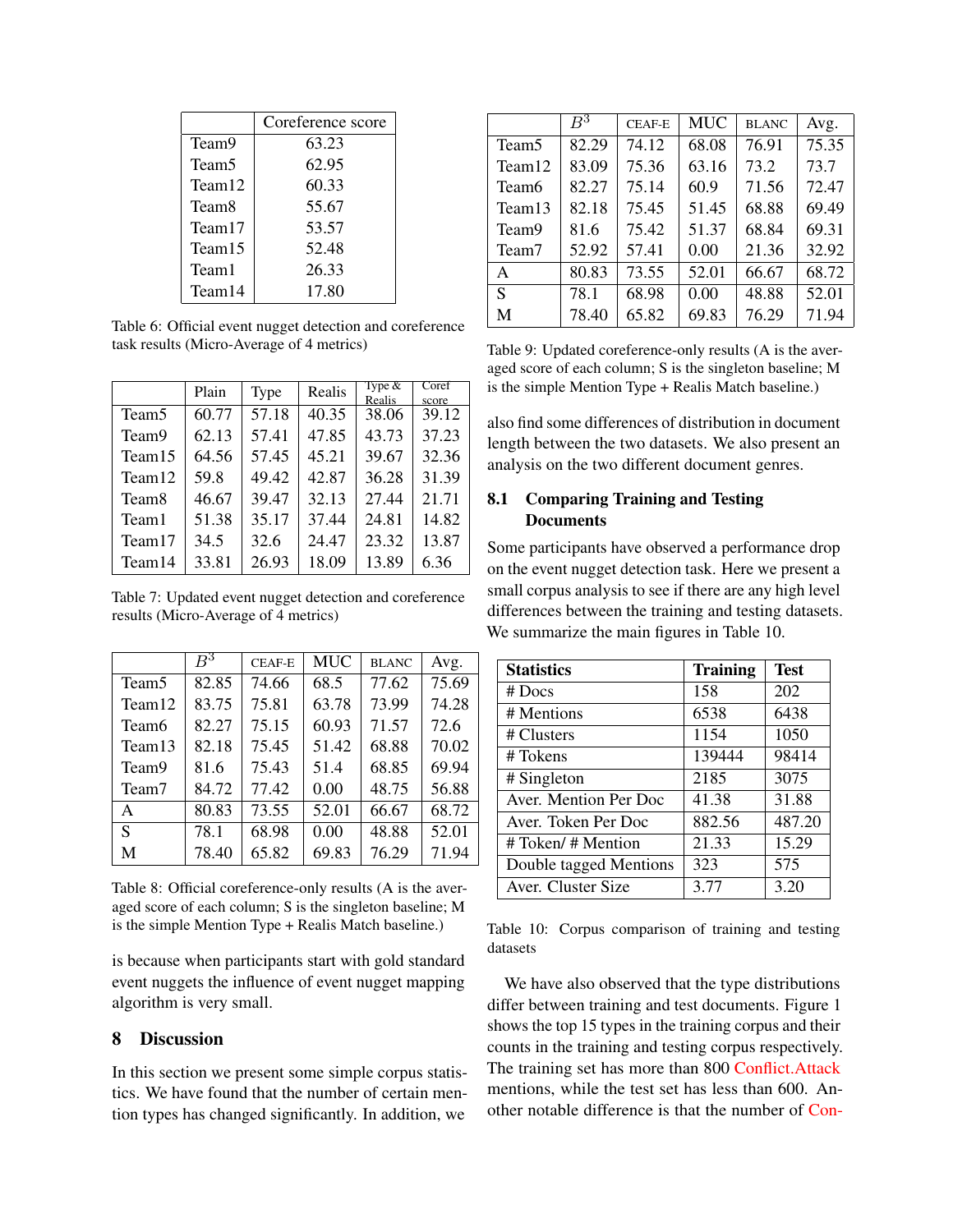| | Coreference score |
|---|---|
| Team9 | 63.23 |
| Team5 | 62.95 |
| Team12 | 60.33 |
| Team8 | 55.67 |
| Team17 | 53.57 |
| Team15 | 52.48 |
| Team1 | 26.33 |
| Team14 | 17.80 |

Table 6: Official event nugget detection and coreference task results (Micro-Average of 4 metrics)

| | Plain | Type | Realis | Type & Realis | Coref score |
|---|---|---|---|---|---|
| Team5 | 60.77 | 57.18 | 40.35 | 38.06 | 39.12 |
| Team9 | 62.13 | 57.41 | 47.85 | 43.73 | 37.23 |
| Team15 | 64.56 | 57.45 | 45.21 | 39.67 | 32.36 |
| Team12 | 59.8 | 49.42 | 42.87 | 36.28 | 31.39 |
| Team8 | 46.67 | 39.47 | 32.13 | 27.44 | 21.71 |
| Team1 | 51.38 | 35.17 | 37.44 | 24.81 | 14.82 |
| Team17 | 34.5 | 32.6 | 24.47 | 23.32 | 13.87 |
| Team14 | 33.81 | 26.93 | 18.09 | 13.89 | 6.36 |

Table 7: Updated event nugget detection and coreference results (Micro-Average of 4 metrics)

| | $B^3$ | CEAF-E | MUC | BLANC | Avg. |
|---|---|---|---|---|---|
| Team5 | 82.85 | 74.66 | 68.5 | 77.62 | 75.69 |
| Team12 | 83.75 | 75.81 | 63.78 | 73.99 | 74.28 |
| Team6 | 82.27 | 75.15 | 60.93 | 71.57 | 72.6 |
| Team13 | 82.18 | 75.45 | 51.42 | 68.88 | 70.02 |
| Team9 | 81.6 | 75.43 | 51.4 | 68.85 | 69.94 |
| Team7 | 84.72 | 77.42 | 0.00 | 48.75 | 56.88 |
| A | 80.83 | 73.55 | 52.01 | 66.67 | 68.72 |
| S | 78.1 | 68.98 | 0.00 | 48.88 | 52.01 |
| M | 78.40 | 65.82 | 69.83 | 76.29 | 71.94 |

Table 8: Official coreference-only results (A is the averaged score of each column; S is the singleton baseline; M is the simple Mention Type + Realis Match baseline.)

is because when participants start with gold standard event nuggets the influence of event nugget mapping algorithm is very small.

# 8 Discussion

In this section we present some simple corpus statistics. We have found that the number of certain mention types has changed significantly. In addition, we also find some differences of distribution in document length between the two datasets. We also present an analysis on the two different document genres.

| | $B^3$ | CEAF-E | MUC | BLANC | Avg. |
|---|---|---|---|---|---|
| Team5 | 82.29 | 74.12 | 68.08 | 76.91 | 75.35 |
| Team12 | 83.09 | 75.36 | 63.16 | 73.2 | 73.7 |
| Team6 | 82.27 | 75.14 | 60.9 | 71.56 | 72.47 |
| Team13 | 82.18 | 75.45 | 51.45 | 68.88 | 69.49 |
| Team9 | 81.6 | 75.42 | 51.37 | 68.84 | 69.31 |
| Team7 | 52.92 | 57.41 | 0.00 | 21.36 | 32.92 |
| A | 80.83 | 73.55 | 52.01 | 66.67 | 68.72 |
| S | 78.1 | 68.98 | 0.00 | 48.88 | 52.01 |
| M | 78.40 | 65.82 | 69.83 | 76.29 | 71.94 |

Table 9: Updated coreference-only results (A is the averaged score of each column; S is the singleton baseline; M is the simple Mention Type + Realis Match baseline.)

## 8.1 Comparing Training and Testing Documents

Some participants have observed a performance drop on the event nugget detection task. Here we present a small corpus analysis to see if there are any high level differences between the training and testing datasets. We summarize the main figures in Table 10.

| Statistics | Training | Test |
|---|---|---|
| # Docs | 158 | 202 |
| # Mentions | 6538 | 6438 |
| # Clusters | 1154 | 1050 |
| # Tokens | 139444 | 98414 |
| # Singleton | 2185 | 3075 |
| Aver. Mention Per Doc | 41.38 | 31.88 |
| Aver. Token Per Doc | 882.56 | 487.20 |
| # Token/ # Mention | 21.33 | 15.29 |
| Double tagged Mentions | 323 | 575 |
| Aver. Cluster Size | 3.77 | 3.20 |

Table 10: Corpus comparison of training and testing datasets

We have also observed that the type distributions differ between training and test documents. Figure 1 shows the top 15 types in the training corpus and their counts in the training and testing corpus respectively. The training set has more than 800 Conflict.Attack mentions, while the test set has less than 600. Another notable difference is that the number of Con-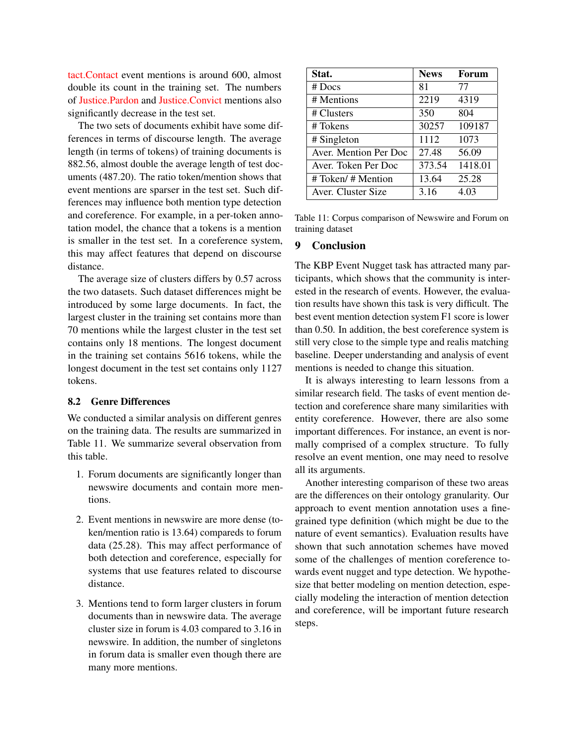tact.Contact event mentions is around 600, almost double its count in the training set. The numbers of Justice.Pardon and Justice.Convict mentions also significantly decrease in the test set.

The two sets of documents exhibit have some differences in terms of discourse length. The average length (in terms of tokens) of training documents is 882.56, almost double the average length of test documents (487.20). The ratio token/mention shows that event mentions are sparser in the test set. Such differences may influence both mention type detection and coreference. For example, in a per-token annotation model, the chance that a tokens is a mention is smaller in the test set. In a coreference system, this may affect features that depend on discourse distance.

The average size of clusters differs by 0.57 across the two datasets. Such dataset differences might be introduced by some large documents. In fact, the largest cluster in the training set contains more than 70 mentions while the largest cluster in the test set contains only 18 mentions. The longest document in the training set contains 5616 tokens, while the longest document in the test set contains only 1127 tokens.

### 8.2 Genre Differences

We conducted a similar analysis on different genres on the training data. The results are summarized in Table 11. We summarize several observation from this table.

1. Forum documents are significantly longer than newswire documents and contain more mentions.

2. Event mentions in newswire are more dense (token/mention ratio is 13.64) compareds to forum data (25.28). This may affect performance of both detection and coreference, especially for systems that use features related to discourse distance.

3. Mentions tend to form larger clusters in forum documents than in newswire data. The average cluster size in forum is 4.03 compared to 3.16 in newswire. In addition, the number of singletons in forum data is smaller even though there are many more mentions.

| Stat. | News | Forum |
|---|---|---|
| # Docs | 81 | 77 |
| # Mentions | 2219 | 4319 |
| # Clusters | 350 | 804 |
| # Tokens | 30257 | 109187 |
| # Singleton | 1112 | 1073 |
| Aver. Mention Per Doc | 27.48 | 56.09 |
| Aver. Token Per Doc | 373.54 | 1418.01 |
| # Token/ # Mention | 13.64 | 25.28 |
| Aver. Cluster Size | 3.16 | 4.03 |

Table 11: Corpus comparison of Newswire and Forum on training dataset

## 9 Conclusion

The KBP Event Nugget task has attracted many participants, which shows that the community is interested in the research of events. However, the evaluation results have shown this task is very difficult. The best event mention detection system F1 score is lower than 0.50. In addition, the best coreference system is still very close to the simple type and realis matching baseline. Deeper understanding and analysis of event mentions is needed to change this situation.

It is always interesting to learn lessons from a similar research field. The tasks of event mention detection and coreference share many similarities with entity coreference. However, there are also some important differences. For instance, an event is normally comprised of a complex structure. To fully resolve an event mention, one may need to resolve all its arguments.

Another interesting comparison of these two areas are the differences on their ontology granularity. Our approach to event mention annotation uses a fine-grained type definition (which might be due to the nature of event semantics). Evaluation results have shown that such annotation schemes have moved some of the challenges of mention coreference towards event nugget and type detection. We hypothesize that better modeling on mention detection, especially modeling the interaction of mention detection and coreference, will be important future research steps.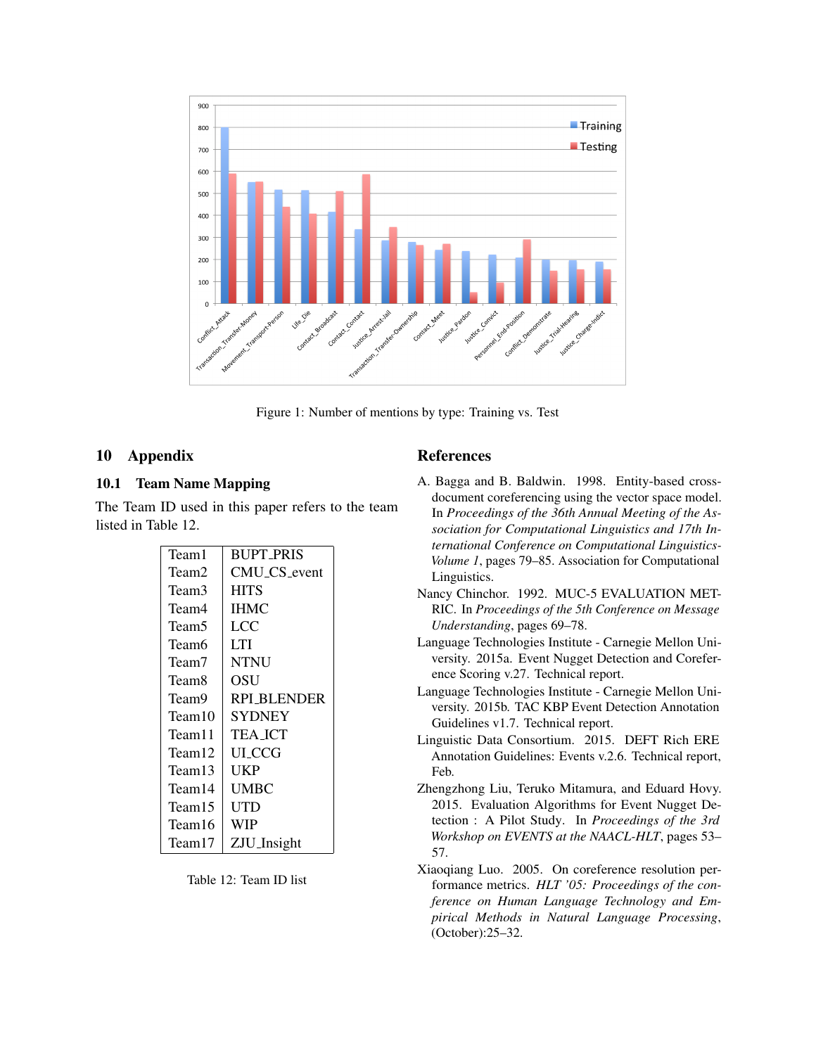Figure 1: Number of mentions by type: Training vs. Test

## 10 Appendix

### 10.1 Team Name Mapping

The Team ID used in this paper refers to the team listed in Table 12.

| | |
|---|---|
| Team1 | BUPT_PRIS |
| Team2 | CMU_CS_event |
| Team3 | HITS |
| Team4 | IHMC |
| Team5 | LCC |
| Team6 | LTI |
| Team7 | NTNU |
| Team8 | OSU |
| Team9 | RPI_BLENDER |
| Team10 | SYDNEY |
| Team11 | TEA_ICT |
| Team12 | UI_CCG |
| Team13 | UKP |
| Team14 | UMBC |
| Team15 | UTD |
| Team16 | WIP |
| Team17 | ZJU_Insight |

Table 12: Team ID list

## References

A. Bagga and B. Baldwin. 1998. Entity-based cross-document coreferencing using the vector space model. In *Proceedings of the 36th Annual Meeting of the Association for Computational Linguistics and 17th International Conference on Computational Linguistics-Volume 1*, pages 79–85. Association for Computational Linguistics.

Nancy Chinchor. 1992. MUC-5 EVALUATION METRIC. In *Proceedings of the 5th Conference on Message Understanding*, pages 69–78.

Language Technologies Institute - Carnegie Mellon University. 2015a. Event Nugget Detection and Coreference Scoring v.27. Technical report.

Language Technologies Institute - Carnegie Mellon University. 2015b. TAC KBP Event Detection Annotation Guidelines v1.7. Technical report.

Linguistic Data Consortium. 2015. DEFT Rich ERE Annotation Guidelines: Events v.2.6. Technical report, Feb.

Zhengzhong Liu, Teruko Mitamura, and Eduard Hovy. 2015. Evaluation Algorithms for Event Nugget Detection : A Pilot Study. In *Proceedings of the 3rd Workshop on EVENTS at the NAACL-HLT*, pages 53–57.

Xiaoqiang Luo. 2005. On coreference resolution performance metrics. *HLT '05: Proceedings of the conference on Human Language Technology and Empirical Methods in Natural Language Processing*, (October):25–32.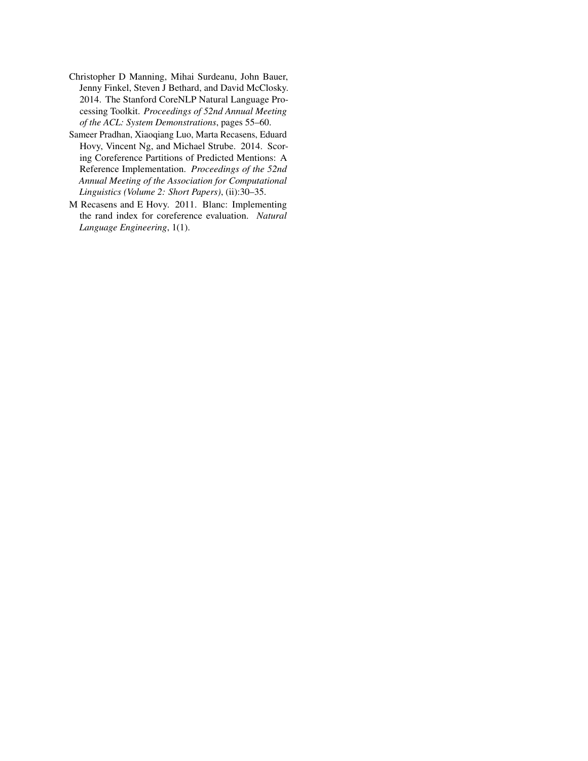Christopher D Manning, Mihai Surdeanu, John Bauer, Jenny Finkel, Steven J Bethard, and David McClosky. 2014. The Stanford CoreNLP Natural Language Processing Toolkit. *Proceedings of 52nd Annual Meeting of the ACL: System Demonstrations*, pages 55–60.

Sameer Pradhan, Xiaoqiang Luo, Marta Recasens, Eduard Hovy, Vincent Ng, and Michael Strube. 2014. Scoring Coreference Partitions of Predicted Mentions: A Reference Implementation. *Proceedings of the 52nd Annual Meeting of the Association for Computational Linguistics (Volume 2: Short Papers)*, (ii):30–35.

M Recasens and E Hovy. 2011. Blanc: Implementing the rand index for coreference evaluation. *Natural Language Engineering*, 1(1).